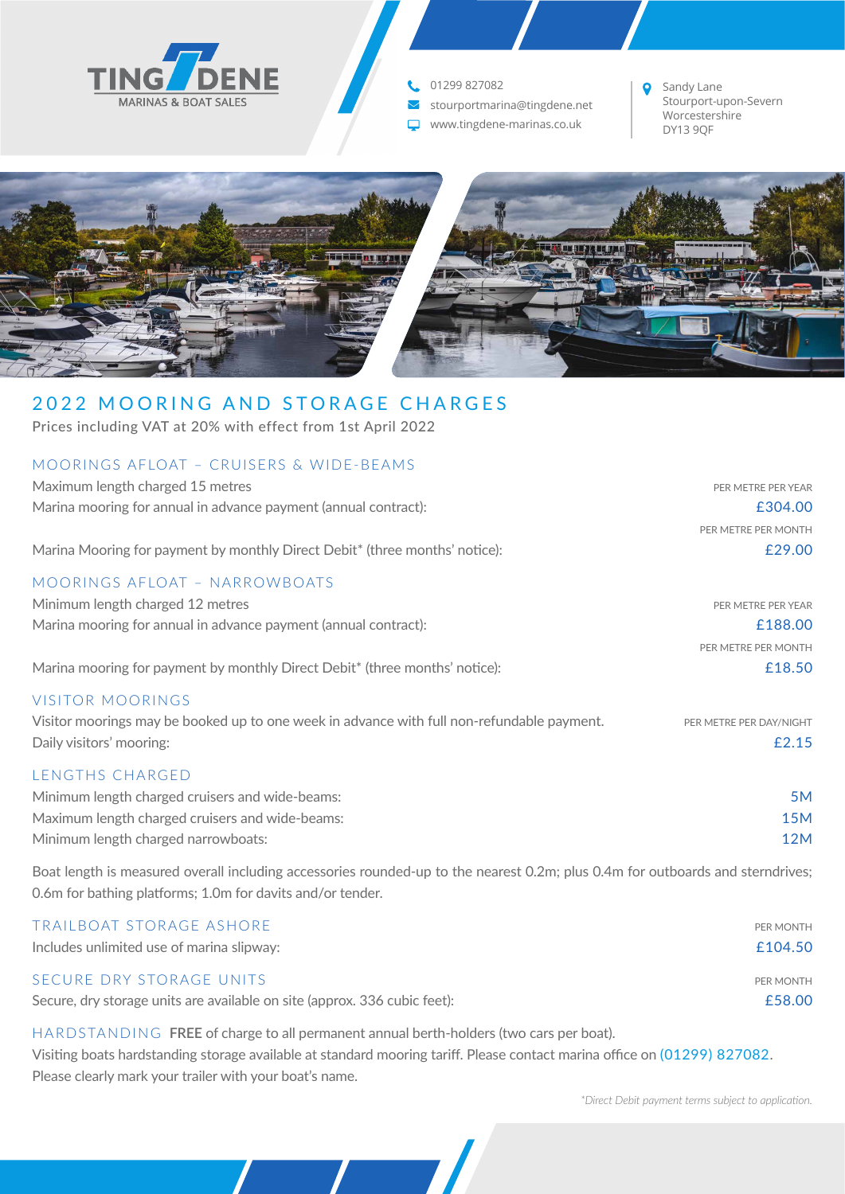TINGDENE
MARINAS & BOAT SALES

01299 827082
stourportmarina@tingdene.net
www.tingdene-marinas.co.uk

Sandy Lane
Stourport-upon-Severn
Worcestershire
DY13 9QF

# 2022 MOORING AND STORAGE CHARGES

Prices including VAT at 20% with effect from 1st April 2022

## MOORINGS AFLOAT – CRUISERS & WIDE-BEAMS

Maximum length charged 15 metres

| | |
|---|---|
| Marina mooring for annual in advance payment (annual contract): | PER METRE PER YEAR £304.00 |
| Marina Mooring for payment by monthly Direct Debit* (three months' notice): | PER METRE PER MONTH £29.00 |

## MOORINGS AFLOAT – NARROWBOATS

Minimum length charged 12 metres

| | |
|---|---|
| Marina mooring for annual in advance payment (annual contract): | PER METRE PER YEAR £188.00 |
| Marina mooring for payment by monthly Direct Debit* (three months' notice): | PER METRE PER MONTH £18.50 |

## VISITOR MOORINGS

Visitor moorings may be booked up to one week in advance with full non-refundable payment.

| | |
|---|---|
| Daily visitors' mooring: | PER METRE PER DAY/NIGHT £2.15 |

## LENGTHS CHARGED

| | |
|---|---|
| Minimum length charged cruisers and wide-beams: | 5M |
| Maximum length charged cruisers and wide-beams: | 15M |
| Minimum length charged narrowboats: | 12M |

Boat length is measured overall including accessories rounded-up to the nearest 0.2m; plus 0.4m for outboards and sterndrives; 0.6m for bathing platforms; 1.0m for davits and/or tender.

## TRAILBOAT STORAGE ASHORE

| | |
|---|---|
| Includes unlimited use of marina slipway: | PER MONTH £104.50 |

## SECURE DRY STORAGE UNITS

| | |
|---|---|
| Secure, dry storage units are available on site (approx. 336 cubic feet): | PER MONTH £58.00 |

## HARDSTANDING

**FREE** of charge to all permanent annual berth-holders (two cars per boat).
Visiting boats hardstanding storage available at standard mooring tariff. Please contact marina office on (01299) 827082.
Please clearly mark your trailer with your boat's name.

*\*Direct Debit payment terms subject to application.*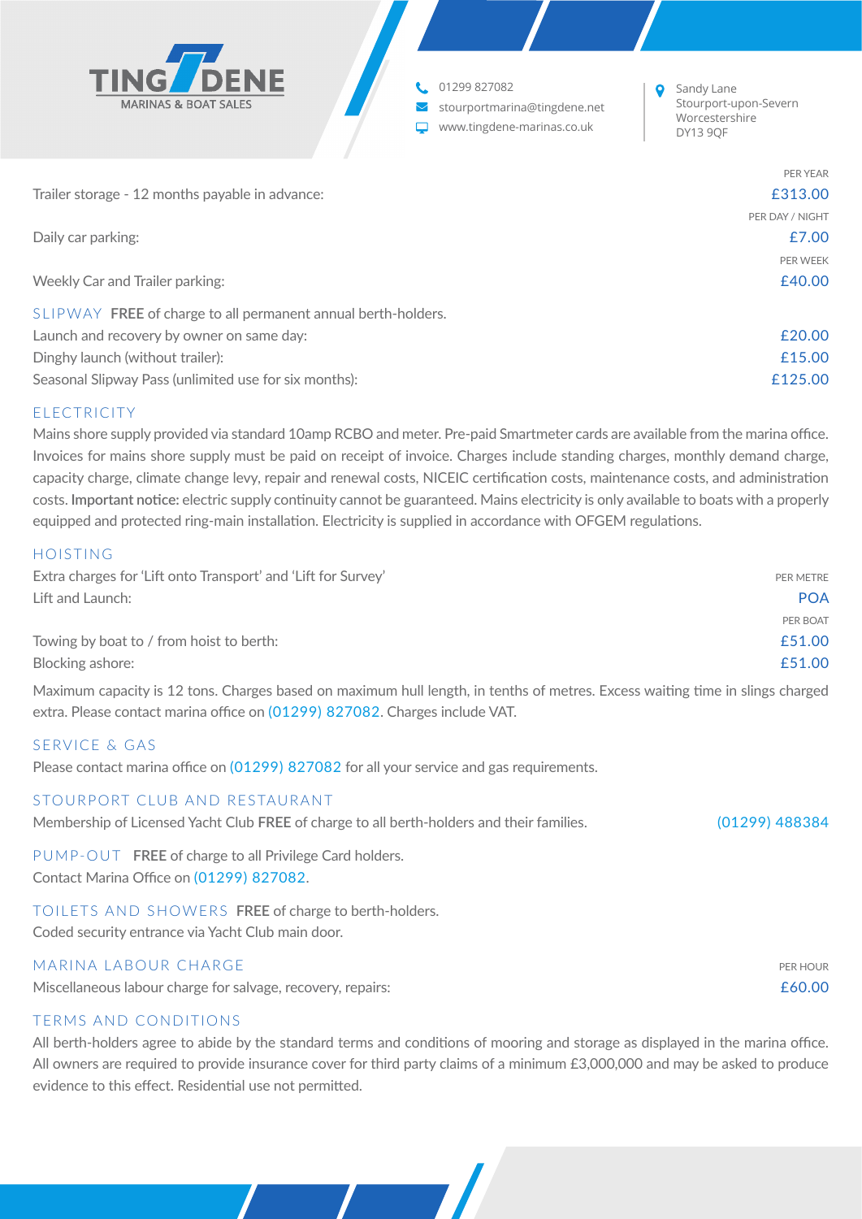TINGDENE
MARINAS & BOAT SALES

01299 827082
stourportmarina@tingdene.net
www.tingdene-marinas.co.uk

Sandy Lane
Stourport-upon-Severn
Worcestershire
DY13 9QF

| | |
|---|---|
| | PER YEAR |
| Trailer storage - 12 months payable in advance: | £313.00 |
| | PER DAY / NIGHT |
| Daily car parking: | £7.00 |
| | PER WEEK |
| Weekly Car and Trailer parking: | £40.00 |

## SLIPWAY

**FREE** of charge to all permanent annual berth-holders.

| | |
|---|---|
| Launch and recovery by owner on same day: | £20.00 |
| Dinghy launch (without trailer): | £15.00 |
| Seasonal Slipway Pass (unlimited use for six months): | £125.00 |

## ELECTRICITY

Mains shore supply provided via standard 10amp RCBO and meter. Pre-paid Smartmeter cards are available from the marina office. Invoices for mains shore supply must be paid on receipt of invoice. Charges include standing charges, monthly demand charge, capacity charge, climate change levy, repair and renewal costs, NICEIC certification costs, maintenance costs, and administration costs. **Important notice:** electric supply continuity cannot be guaranteed. Mains electricity is only available to boats with a properly equipped and protected ring-main installation. Electricity is supplied in accordance with OFGEM regulations.

## HOISTING

| | |
|---|---|
| Extra charges for 'Lift onto Transport' and 'Lift for Survey' | PER METRE |
| Lift and Launch: | POA |
| | PER BOAT |
| Towing by boat to / from hoist to berth: | £51.00 |
| Blocking ashore: | £51.00 |

Maximum capacity is 12 tons. Charges based on maximum hull length, in tenths of metres. Excess waiting time in slings charged extra. Please contact marina office on (01299) 827082. Charges include VAT.

## SERVICE & GAS

Please contact marina office on (01299) 827082 for all your service and gas requirements.

## STOURPORT CLUB AND RESTAURANT

Membership of Licensed Yacht Club **FREE** of charge to all berth-holders and their families. (01299) 488384

## PUMP-OUT

**FREE** of charge to all Privilege Card holders.
Contact Marina Office on (01299) 827082.

## TOILETS AND SHOWERS

**FREE** of charge to berth-holders.
Coded security entrance via Yacht Club main door.

## MARINA LABOUR CHARGE

| | |
|---|---|
| | PER HOUR |
| Miscellaneous labour charge for salvage, recovery, repairs: | £60.00 |

## TERMS AND CONDITIONS

All berth-holders agree to abide by the standard terms and conditions of mooring and storage as displayed in the marina office. All owners are required to provide insurance cover for third party claims of a minimum £3,000,000 and may be asked to produce evidence to this effect. Residential use not permitted.